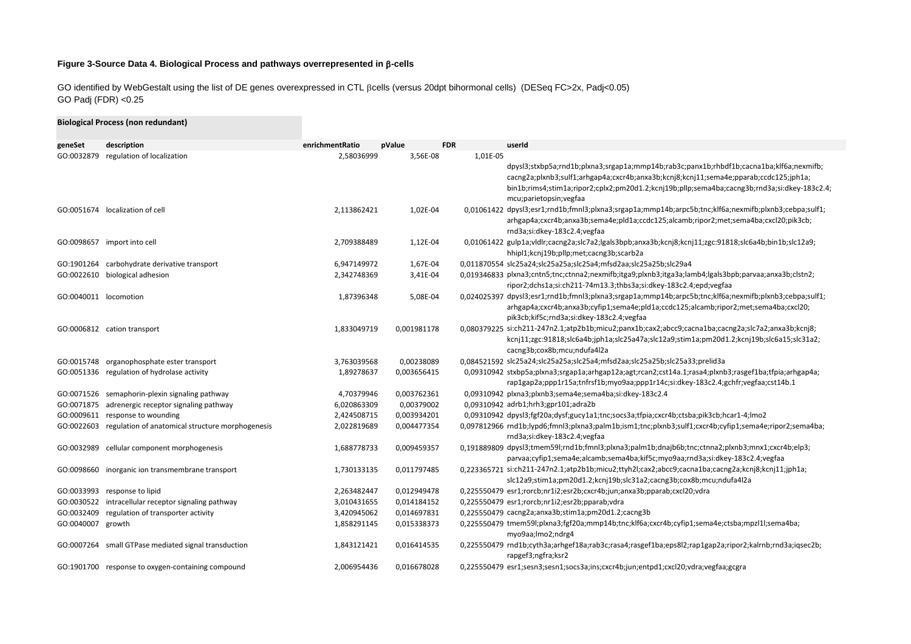**Figure 3-Source Data 4. Biological Process and pathways overrepresented in β-cells**

GO identified by WebGestalt using the list of DE genes overexpressed in CTL βcells (versus 20dpt bihormonal cells) (DESeq FC>2x, Padj<0.05)
GO Padj (FDR) <0.25

**Biological Process (non redundant)**

| geneSet | description | enrichmentRatio | pValue | FDR | userId |
|---|---|---|---|---|---|
| GO:0032879 | regulation of localization | 2,58036999 | 3,56E-08 | 1,01E-05 | dpysl3;stxbp5a;rnd1b;plxna3;srgap1a;mmp14b;rab3c;panx1b;rhbdf1b;cacna1ba;klf6a;nexmifb;cacng2a;plxnb3;sulf1;arhgap4a;cxcr4b;anxa3b;kcnj8;kcnj11;sema4e;pparab;ccdc125;jph1a;bin1b;rims4;stim1a;ripor2;cplx2;pm20d1.2;kcnj19b;pllp;sema4ba;cacng3b;rnd3a;si:dkey-183c2.4;mcu;parietopsin;vegfaa |
| GO:0051674 | localization of cell | 2,113862421 | 1,02E-04 | 0,01061422 | dpysl3;esr1;rnd1b;fmnl3;plxna3;srgap1a;mmp14b;arpc5b;tnc;klf6a;nexmifb;plxnb3;cebpa;sulf1;arhgap4a;cxcr4b;anxa3b;sema4e;pld1a;ccdc125;alcamb;ripor2;met;sema4ba;cxcl20;pik3cb;rnd3a;si:dkey-183c2.4;vegfaa |
| GO:0098657 | import into cell | 2,709388489 | 1,12E-04 | 0,01061422 | gulp1a;vldlr;cacng2a;slc7a2;lgals3bpb;anxa3b;kcnj8;kcnj11;zgc:91818;slc6a4b;bin1b;slc12a9;hhipl1;kcnj19b;pllp;met;cacng3b;scarb2a |
| GO:1901264 | carbohydrate derivative transport | 6,947149972 | 1,67E-04 | 0,011870554 | slc25a24;slc25a25a;slc25a4;mfsd2aa;slc25a25b;slc29a4 |
| GO:0022610 | biological adhesion | 2,342748369 | 3,41E-04 | 0,019346833 | plxna3;cntn5;tnc;ctnna2;nexmifb;itga9;plxnb3;itga3a;lamb4;lgals3bpb;parvaa;anxa3b;clstn2;ripor2;dchs1a;si:ch211-74m13.3;thbs3a;si:dkey-183c2.4;epd;vegfaa |
| GO:0040011 | locomotion | 1,87396348 | 5,08E-04 | 0,024025397 | dpysl3;esr1;rnd1b;fmnl3;plxna3;srgap1a;mmp14b;arpc5b;tnc;klf6a;nexmifb;plxnb3;cebpa;sulf1;arhgap4a;cxcr4b;anxa3b;cyfip1;sema4e;pld1a;ccdc125;alcamb;ripor2;met;sema4ba;cxcl20;pik3cb;kif5c;rnd3a;si:dkey-183c2.4;vegfaa |
| GO:0006812 | cation transport | 1,833049719 | 0,001981178 | 0,080379225 | si:ch211-247n2.1;atp2b1b;micu2;panx1b;cax2;abcc9;cacna1ba;cacng2a;slc7a2;anxa3b;kcnj8;kcnj11;zgc:91818;slc6a4b;jph1a;slc25a47a;slc12a9;stim1a;pm20d1.2;kcnj19b;slc6a15;slc31a2;cacng3b;cox8b;mcu;ndufa4l2a |
| GO:0015748 | organophosphate ester transport | 3,763039568 | 0,00238089 | 0,084521592 | slc25a24;slc25a25a;slc25a4;mfsd2aa;slc25a25b;slc25a33;prelid3a |
| GO:0051336 | regulation of hydrolase activity | 1,89278637 | 0,003656415 | 0,09310942 | stxbp5a;plxna3;srgap1a;arhgap12a;agt;rcan2;cst14a.1;rasa4;plxnb3;rasgef1ba;tfpia;arhgap4a;rap1gap2a;ppp1r15a;tnfrsf1b;myo9aa;ppp1r14c;si:dkey-183c2.4;gchfr;vegfaa;cst14b.1 |
| GO:0071526 | semaphorin-plexin signaling pathway | 4,70379946 | 0,003762361 | 0,09310942 | plxna3;plxnb3;sema4e;sema4ba;si:dkey-183c2.4 |
| GO:0071875 | adrenergic receptor signaling pathway | 6,020863309 | 0,00379002 | 0,09310942 | adrb1;hrh3;gpr101;adra2b |
| GO:0009611 | response to wounding | 2,424508715 | 0,003934201 | 0,09310942 | dpysl3;fgf20a;dysf;gucy1a1;tnc;socs3a;tfpia;cxcr4b;ctsba;pik3cb;hcar1-4;lmo2 |
| GO:0022603 | regulation of anatomical structure morphogenesis | 2,022819689 | 0,004477354 | 0,097812966 | rnd1b;lypd6;fmnl3;plxna3;palm1b;ism1;tnc;plxnb3;sulf1;cxcr4b;cyfip1;sema4e;ripor2;sema4ba;rnd3a;si:dkey-183c2.4;vegfaa |
| GO:0032989 | cellular component morphogenesis | 1,688778733 | 0,009459357 | 0,191889809 | dpysl3;tmem59l;rnd1b;fmnl3;plxna3;palm1b;dnajb6b;tnc;ctnna2;plxnb3;mnx1;cxcr4b;elp3;parvaa;cyfip1;sema4e;alcamb;sema4ba;kif5c;myo9aa;rnd3a;si:dkey-183c2.4;vegfaa |
| GO:0098660 | inorganic ion transmembrane transport | 1,730133135 | 0,011797485 | 0,223365721 | si:ch211-247n2.1;atp2b1b;micu2;ttyh2l;cax2;abcc9;cacna1ba;cacng2a;kcnj8;kcnj11;jph1a;slc12a9;stim1a;pm20d1.2;kcnj19b;slc31a2;cacng3b;cox8b;mcu;ndufa4l2a |
| GO:0033993 | response to lipid | 2,263482447 | 0,012949478 | 0,225550479 | esr1;rorcb;nr1i2;esr2b;cxcr4b;jun;anxa3b;pparab;cxcl20;vdra |
| GO:0030522 | intracellular receptor signaling pathway | 3,010431655 | 0,014184152 | 0,225550479 | esr1;rorcb;nr1i2;esr2b;pparab;vdra |
| GO:0032409 | regulation of transporter activity | 3,420945062 | 0,014697831 | 0,225550479 | cacng2a;anxa3b;stim1a;pm20d1.2;cacng3b |
| GO:0040007 | growth | 1,858291145 | 0,015338373 | 0,225550479 | tmem59l;plxna3;fgf20a;mmp14b;tnc;klf6a;cxcr4b;cyfip1;sema4e;ctsba;mpzl1l;sema4ba;myo9aa;lmo2;ndrg4 |
| GO:0007264 | small GTPase mediated signal transduction | 1,843121421 | 0,016414535 | 0,225550479 | rnd1b;cyth3a;arhgef18a;rab3c;rasa4;rasgef1ba;eps8l2;rap1gap2a;ripor2;kalrnb;rnd3a;iqsec2b;rapgef3;ngfra;ksr2 |
| GO:1901700 | response to oxygen-containing compound | 2,006954436 | 0,016678028 | 0,225550479 | esr1;sesn3;sesn1;socs3a;ins;cxcr4b;jun;entpd1;cxcl20;vdra;vegfaa;gcgra |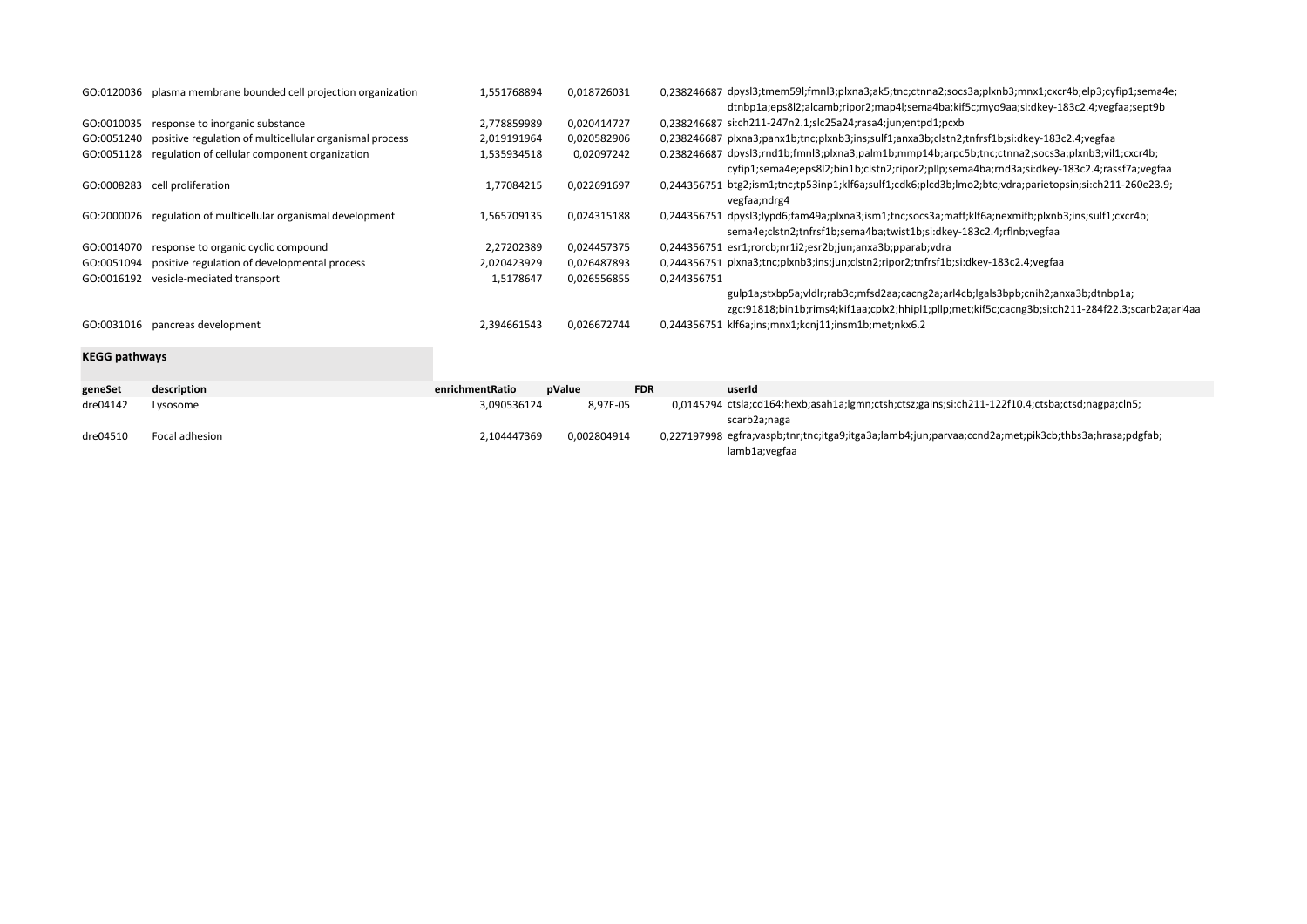| | | | | | |
|---|---|---|---|---|---|
| GO:0120036 | plasma membrane bounded cell projection organization | 1,551768894 | 0,018726031 | 0,238246687 | dpysl3;tmem59l;fmnl3;plxna3;ak5;tnc;ctnna2;socs3a;plxnb3;mnx1;cxcr4b;elp3;cyfip1;sema4e; dtnbp1a;eps8l2;alcamb;ripor2;map4l;sema4ba;kif5c;myo9aa;si:dkey-183c2.4;vegfaa;sept9b |
| GO:0010035 | response to inorganic substance | 2,778859989 | 0,020414727 | 0,238246687 | si:ch211-247n2.1;slc25a24;rasa4;jun;entpd1;pcxb |
| GO:0051240 | positive regulation of multicellular organismal process | 2,019191964 | 0,020582906 | 0,238246687 | plxna3;panx1b;tnc;plxnb3;ins;sulf1;anxa3b;clstn2;tnfrsf1b;si:dkey-183c2.4;vegfaa |
| GO:0051128 | regulation of cellular component organization | 1,535934518 | 0,02097242 | 0,238246687 | dpysl3;rnd1b;fmnl3;plxna3;palm1b;mmp14b;arpc5b;tnc;ctnna2;socs3a;plxnb3;vil1;cxcr4b; cyfip1;sema4e;eps8l2;bin1b;clstn2;ripor2;pllp;sema4ba;rnd3a;si:dkey-183c2.4;rassf7a;vegfaa |
| GO:0008283 | cell proliferation | 1,77084215 | 0,022691697 | 0,244356751 | btg2;ism1;tnc;tp53inp1;klf6a;sulf1;cdk6;plcd3b;lmo2;btc;vdra;parietopsin;si:ch211-260e23.9; vegfaa;ndrg4 |
| GO:2000026 | regulation of multicellular organismal development | 1,565709135 | 0,024315188 | 0,244356751 | dpysl3;lypd6;fam49a;plxna3;ism1;tnc;socs3a;maff;klf6a;nexmifb;plxnb3;ins;sulf1;cxcr4b; sema4e;clstn2;tnfrsf1b;sema4ba;twist1b;si:dkey-183c2.4;rflnb;vegfaa |
| GO:0014070 | response to organic cyclic compound | 2,27202389 | 0,024457375 | 0,244356751 | esr1;rorcb;nr1i2;esr2b;jun;anxa3b;pparab;vdra |
| GO:0051094 | positive regulation of developmental process | 2,020423929 | 0,026487893 | 0,244356751 | plxna3;tnc;plxnb3;ins;jun;clstn2;ripor2;tnfrsf1b;si:dkey-183c2.4;vegfaa |
| GO:0016192 | vesicle-mediated transport | 1,5178647 | 0,026556855 | 0,244356751 | gulp1a;stxbp5a;vldlr;rab3c;mfsd2aa;cacng2a;arl4cb;lgals3bpb;cnih2;anxa3b;dtnbp1a; zgc:91818;bin1b;rims4;kif1aa;cplx2;hhipl1;pllp;met;kif5c;cacng3b;si:ch211-284f22.3;scarb2a;arl4aa |
| GO:0031016 | pancreas development | 2,394661543 | 0,026672744 | 0,244356751 | klf6a;ins;mnx1;kcnj11;insm1b;met;nkx6.2 |

**KEGG pathways**

| geneSet | description | enrichmentRatio | pValue | FDR | userId |
|---|---|---|---|---|---|
| dre04142 | Lysosome | 3,090536124 | 8,97E-05 | 0,0145294 | ctsla;cd164;hexb;asah1a;lgmn;ctsh;ctsz;galns;si:ch211-122f10.4;ctsba;ctsd;nagpa;cln5; scarb2a;naga |
| dre04510 | Focal adhesion | 2,104447369 | 0,002804914 | 0,227197998 | egfra;vaspb;tnr;tnc;itga9;itga3a;lamb4;jun;parvaa;ccnd2a;met;pik3cb;thbs3a;hrasa;pdgfab; lamb1a;vegfaa |